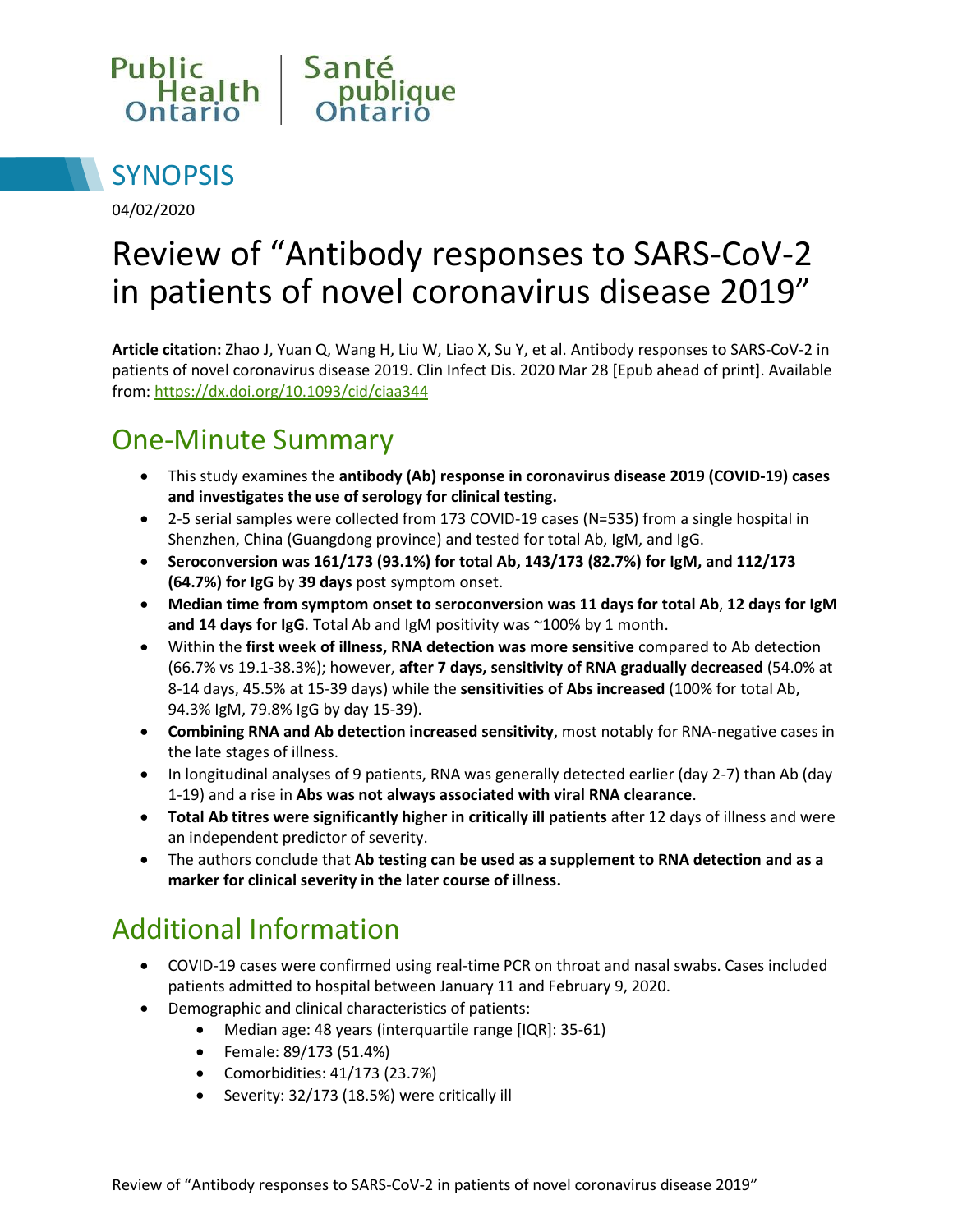Public Health Ontario | Santé publique Ontario

# SYNOPSIS

04/02/2020

# Review of "Antibody responses to SARS-CoV-2 in patients of novel coronavirus disease 2019"

**Article citation:** Zhao J, Yuan Q, Wang H, Liu W, Liao X, Su Y, et al. Antibody responses to SARS-CoV-2 in patients of novel coronavirus disease 2019. Clin Infect Dis. 2020 Mar 28 [Epub ahead of print]. Available from: https://dx.doi.org/10.1093/cid/ciaa344

## One-Minute Summary

- This study examines the **antibody (Ab) response in coronavirus disease 2019 (COVID-19) cases and investigates the use of serology for clinical testing.**
- 2-5 serial samples were collected from 173 COVID-19 cases (N=535) from a single hospital in Shenzhen, China (Guangdong province) and tested for total Ab, IgM, and IgG.
- **Seroconversion was 161/173 (93.1%) for total Ab, 143/173 (82.7%) for IgM, and 112/173 (64.7%) for IgG** by **39 days** post symptom onset.
- **Median time from symptom onset to seroconversion was 11 days for total Ab**, **12 days for IgM and 14 days for IgG**. Total Ab and IgM positivity was ~100% by 1 month.
- Within the **first week of illness, RNA detection was more sensitive** compared to Ab detection (66.7% vs 19.1-38.3%); however, **after 7 days, sensitivity of RNA gradually decreased** (54.0% at 8-14 days, 45.5% at 15-39 days) while the **sensitivities of Abs increased** (100% for total Ab, 94.3% IgM, 79.8% IgG by day 15-39).
- **Combining RNA and Ab detection increased sensitivity**, most notably for RNA-negative cases in the late stages of illness.
- In longitudinal analyses of 9 patients, RNA was generally detected earlier (day 2-7) than Ab (day 1-19) and a rise in **Abs was not always associated with viral RNA clearance**.
- **Total Ab titres were significantly higher in critically ill patients** after 12 days of illness and were an independent predictor of severity.
- The authors conclude that **Ab testing can be used as a supplement to RNA detection and as a marker for clinical severity in the later course of illness.**

## Additional Information

- COVID-19 cases were confirmed using real-time PCR on throat and nasal swabs. Cases included patients admitted to hospital between January 11 and February 9, 2020.
- Demographic and clinical characteristics of patients:
  - Median age: 48 years (interquartile range [IQR]: 35-61)
  - Female: 89/173 (51.4%)
  - Comorbidities: 41/173 (23.7%)
  - Severity: 32/173 (18.5%) were critically ill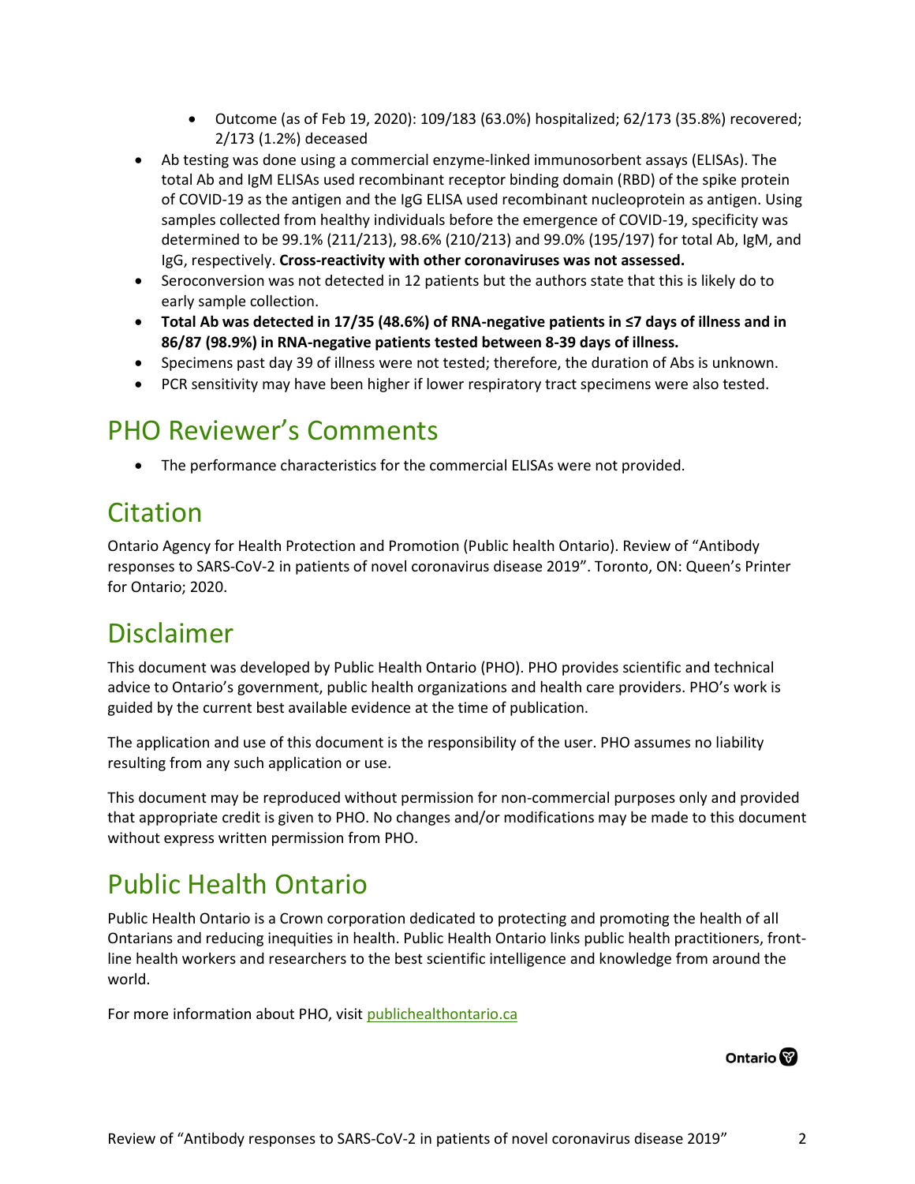- Outcome (as of Feb 19, 2020): 109/183 (63.0%) hospitalized; 62/173 (35.8%) recovered; 2/173 (1.2%) deceased
- Ab testing was done using a commercial enzyme-linked immunosorbent assays (ELISAs). The total Ab and IgM ELISAs used recombinant receptor binding domain (RBD) of the spike protein of COVID-19 as the antigen and the IgG ELISA used recombinant nucleoprotein as antigen. Using samples collected from healthy individuals before the emergence of COVID-19, specificity was determined to be 99.1% (211/213), 98.6% (210/213) and 99.0% (195/197) for total Ab, IgM, and IgG, respectively. **Cross-reactivity with other coronaviruses was not assessed.**
- Seroconversion was not detected in 12 patients but the authors state that this is likely do to early sample collection.
- **Total Ab was detected in 17/35 (48.6%) of RNA-negative patients in ≤7 days of illness and in 86/87 (98.9%) in RNA-negative patients tested between 8-39 days of illness.**
- Specimens past day 39 of illness were not tested; therefore, the duration of Abs is unknown.
- PCR sensitivity may have been higher if lower respiratory tract specimens were also tested.

## PHO Reviewer's Comments

- The performance characteristics for the commercial ELISAs were not provided.

## Citation

Ontario Agency for Health Protection and Promotion (Public health Ontario). Review of "Antibody responses to SARS-CoV-2 in patients of novel coronavirus disease 2019". Toronto, ON: Queen's Printer for Ontario; 2020.

## Disclaimer

This document was developed by Public Health Ontario (PHO). PHO provides scientific and technical advice to Ontario's government, public health organizations and health care providers. PHO's work is guided by the current best available evidence at the time of publication.

The application and use of this document is the responsibility of the user. PHO assumes no liability resulting from any such application or use.

This document may be reproduced without permission for non-commercial purposes only and provided that appropriate credit is given to PHO. No changes and/or modifications may be made to this document without express written permission from PHO.

## Public Health Ontario

Public Health Ontario is a Crown corporation dedicated to protecting and promoting the health of all Ontarians and reducing inequities in health. Public Health Ontario links public health practitioners, front-line health workers and researchers to the best scientific intelligence and knowledge from around the world.

For more information about PHO, visit [publichealthontario.ca](publichealthontario.ca)

Ontario